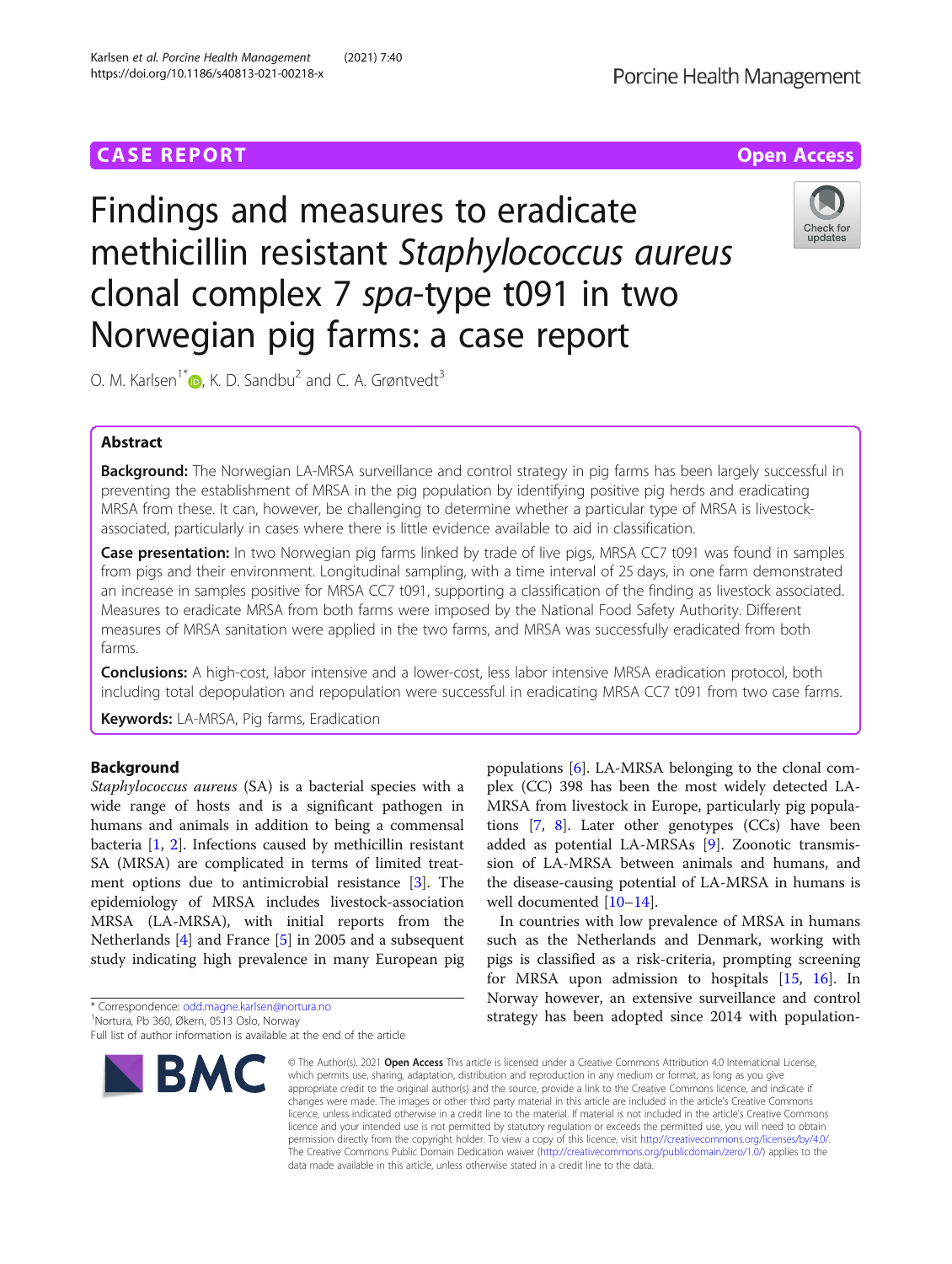CASE REPORT

Open Access

# Findings and measures to eradicate methicillin resistant *Staphylococcus aureus* clonal complex 7 *spa*-type t091 in two Norwegian pig farms: a case report

O. M. Karlsen[1*], K. D. Sandbu[2] and C. A. Grøntvedt[3]

## Abstract

**Background:** The Norwegian LA-MRSA surveillance and control strategy in pig farms has been largely successful in preventing the establishment of MRSA in the pig population by identifying positive pig herds and eradicating MRSA from these. It can, however, be challenging to determine whether a particular type of MRSA is livestock-associated, particularly in cases where there is little evidence available to aid in classification.

**Case presentation:** In two Norwegian pig farms linked by trade of live pigs, MRSA CC7 t091 was found in samples from pigs and their environment. Longitudinal sampling, with a time interval of 25 days, in one farm demonstrated an increase in samples positive for MRSA CC7 t091, supporting a classification of the finding as livestock associated. Measures to eradicate MRSA from both farms were imposed by the National Food Safety Authority. Different measures of MRSA sanitation were applied in the two farms, and MRSA was successfully eradicated from both farms.

**Conclusions:** A high-cost, labor intensive and a lower-cost, less labor intensive MRSA eradication protocol, both including total depopulation and repopulation were successful in eradicating MRSA CC7 t091 from two case farms.

**Keywords:** LA-MRSA, Pig farms, Eradication

## Background

*Staphylococcus aureus* (SA) is a bacterial species with a wide range of hosts and is a significant pathogen in humans and animals in addition to being a commensal bacteria [1, 2]. Infections caused by methicillin resistant SA (MRSA) are complicated in terms of limited treatment options due to antimicrobial resistance [3]. The epidemiology of MRSA includes livestock-association MRSA (LA-MRSA), with initial reports from the Netherlands [4] and France [5] in 2005 and a subsequent study indicating high prevalence in many European pig populations [6]. LA-MRSA belonging to the clonal complex (CC) 398 has been the most widely detected LA-MRSA from livestock in Europe, particularly pig populations [7, 8]. Later other genotypes (CCs) have been added as potential LA-MRSAs [9]. Zoonotic transmission of LA-MRSA between animals and humans, and the disease-causing potential of LA-MRSA in humans is well documented [10–14].

In countries with low prevalence of MRSA in humans such as the Netherlands and Denmark, working with pigs is classified as a risk-criteria, prompting screening for MRSA upon admission to hospitals [15, 16]. In Norway however, an extensive surveillance and control strategy has been adopted since 2014 with population-

\* Correspondence: odd.magne.karlsen@nortura.no
[1]Nortura, Pb 360, Økern, 0513 Oslo, Norway
Full list of author information is available at the end of the article

© The Author(s). 2021 **Open Access** This article is licensed under a Creative Commons Attribution 4.0 International License, which permits use, sharing, adaptation, distribution and reproduction in any medium or format, as long as you give appropriate credit to the original author(s) and the source, provide a link to the Creative Commons licence, and indicate if changes were made. The images or other third party material in this article are included in the article's Creative Commons licence, unless indicated otherwise in a credit line to the material. If material is not included in the article's Creative Commons licence and your intended use is not permitted by statutory regulation or exceeds the permitted use, you will need to obtain permission directly from the copyright holder. To view a copy of this licence, visit http://creativecommons.org/licenses/by/4.0/. The Creative Commons Public Domain Dedication waiver (http://creativecommons.org/publicdomain/zero/1.0/) applies to the data made available in this article, unless otherwise stated in a credit line to the data.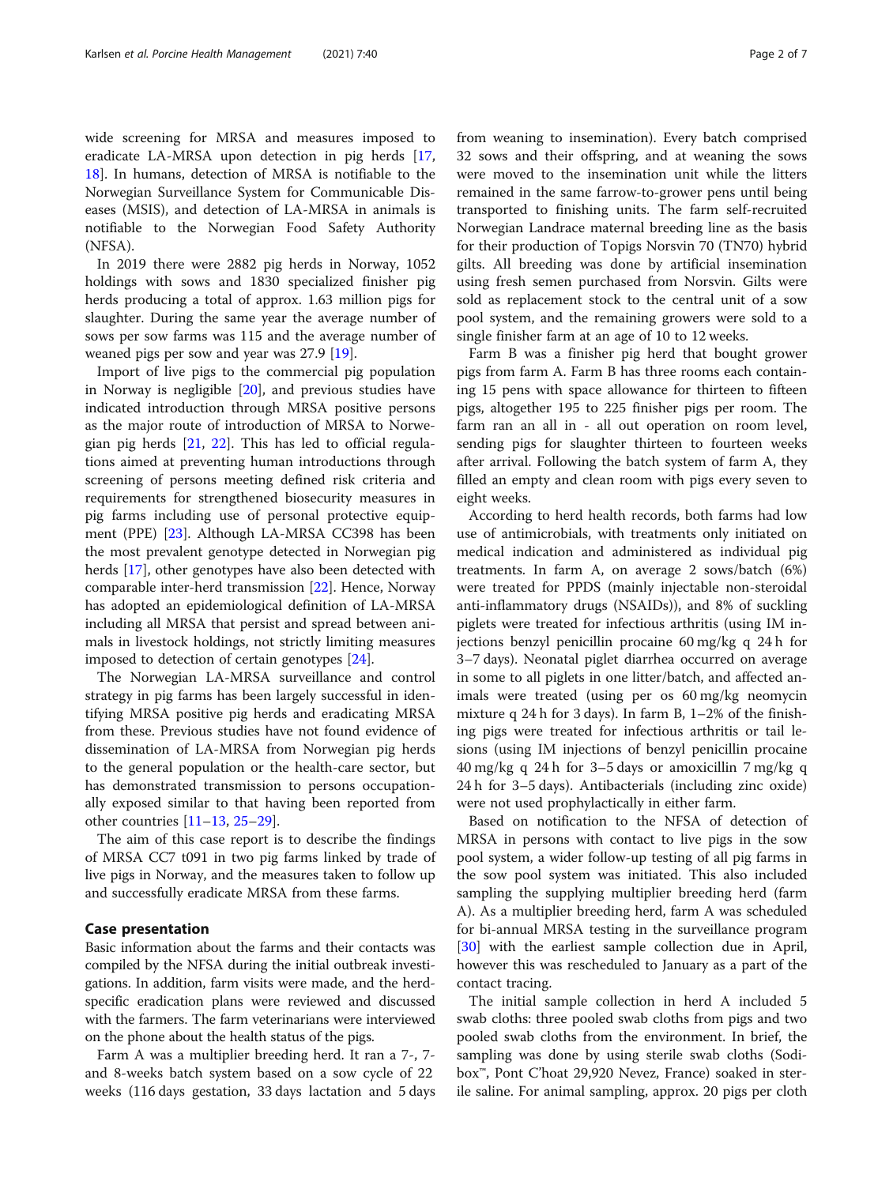wide screening for MRSA and measures imposed to eradicate LA-MRSA upon detection in pig herds [17, 18]. In humans, detection of MRSA is notifiable to the Norwegian Surveillance System for Communicable Diseases (MSIS), and detection of LA-MRSA in animals is notifiable to the Norwegian Food Safety Authority (NFSA).

In 2019 there were 2882 pig herds in Norway, 1052 holdings with sows and 1830 specialized finisher pig herds producing a total of approx. 1.63 million pigs for slaughter. During the same year the average number of sows per sow farms was 115 and the average number of weaned pigs per sow and year was 27.9 [19].

Import of live pigs to the commercial pig population in Norway is negligible [20], and previous studies have indicated introduction through MRSA positive persons as the major route of introduction of MRSA to Norwegian pig herds [21, 22]. This has led to official regulations aimed at preventing human introductions through screening of persons meeting defined risk criteria and requirements for strengthened biosecurity measures in pig farms including use of personal protective equipment (PPE) [23]. Although LA-MRSA CC398 has been the most prevalent genotype detected in Norwegian pig herds [17], other genotypes have also been detected with comparable inter-herd transmission [22]. Hence, Norway has adopted an epidemiological definition of LA-MRSA including all MRSA that persist and spread between animals in livestock holdings, not strictly limiting measures imposed to detection of certain genotypes [24].

The Norwegian LA-MRSA surveillance and control strategy in pig farms has been largely successful in identifying MRSA positive pig herds and eradicating MRSA from these. Previous studies have not found evidence of dissemination of LA-MRSA from Norwegian pig herds to the general population or the health-care sector, but has demonstrated transmission to persons occupationally exposed similar to that having been reported from other countries [11–13, 25–29].

The aim of this case report is to describe the findings of MRSA CC7 t091 in two pig farms linked by trade of live pigs in Norway, and the measures taken to follow up and successfully eradicate MRSA from these farms.

## Case presentation

Basic information about the farms and their contacts was compiled by the NFSA during the initial outbreak investigations. In addition, farm visits were made, and the herd-specific eradication plans were reviewed and discussed with the farmers. The farm veterinarians were interviewed on the phone about the health status of the pigs.

Farm A was a multiplier breeding herd. It ran a 7-, 7- and 8-weeks batch system based on a sow cycle of 22 weeks (116 days gestation, 33 days lactation and 5 days from weaning to insemination). Every batch comprised 32 sows and their offspring, and at weaning the sows were moved to the insemination unit while the litters remained in the same farrow-to-grower pens until being transported to finishing units. The farm self-recruited Norwegian Landrace maternal breeding line as the basis for their production of Topigs Norsvin 70 (TN70) hybrid gilts. All breeding was done by artificial insemination using fresh semen purchased from Norsvin. Gilts were sold as replacement stock to the central unit of a sow pool system, and the remaining growers were sold to a single finisher farm at an age of 10 to 12 weeks.

Farm B was a finisher pig herd that bought grower pigs from farm A. Farm B has three rooms each containing 15 pens with space allowance for thirteen to fifteen pigs, altogether 195 to 225 finisher pigs per room. The farm ran an all in - all out operation on room level, sending pigs for slaughter thirteen to fourteen weeks after arrival. Following the batch system of farm A, they filled an empty and clean room with pigs every seven to eight weeks.

According to herd health records, both farms had low use of antimicrobials, with treatments only initiated on medical indication and administered as individual pig treatments. In farm A, on average 2 sows/batch (6%) were treated for PPDS (mainly injectable non-steroidal anti-inflammatory drugs (NSAIDs)), and 8% of suckling piglets were treated for infectious arthritis (using IM injections benzyl penicillin procaine 60 mg/kg q 24 h for 3–7 days). Neonatal piglet diarrhea occurred on average in some to all piglets in one litter/batch, and affected animals were treated (using per os 60 mg/kg neomycin mixture q 24 h for 3 days). In farm B, 1–2% of the finishing pigs were treated for infectious arthritis or tail lesions (using IM injections of benzyl penicillin procaine 40 mg/kg q 24 h for 3–5 days or amoxicillin 7 mg/kg q 24 h for 3–5 days). Antibacterials (including zinc oxide) were not used prophylactically in either farm.

Based on notification to the NFSA of detection of MRSA in persons with contact to live pigs in the sow pool system, a wider follow-up testing of all pig farms in the sow pool system was initiated. This also included sampling the supplying multiplier breeding herd (farm A). As a multiplier breeding herd, farm A was scheduled for bi-annual MRSA testing in the surveillance program [30] with the earliest sample collection due in April, however this was rescheduled to January as a part of the contact tracing.

The initial sample collection in herd A included 5 swab cloths: three pooled swab cloths from pigs and two pooled swab cloths from the environment. In brief, the sampling was done by using sterile swab cloths (Sodibox™, Pont C'hoat 29,920 Nevez, France) soaked in sterile saline. For animal sampling, approx. 20 pigs per cloth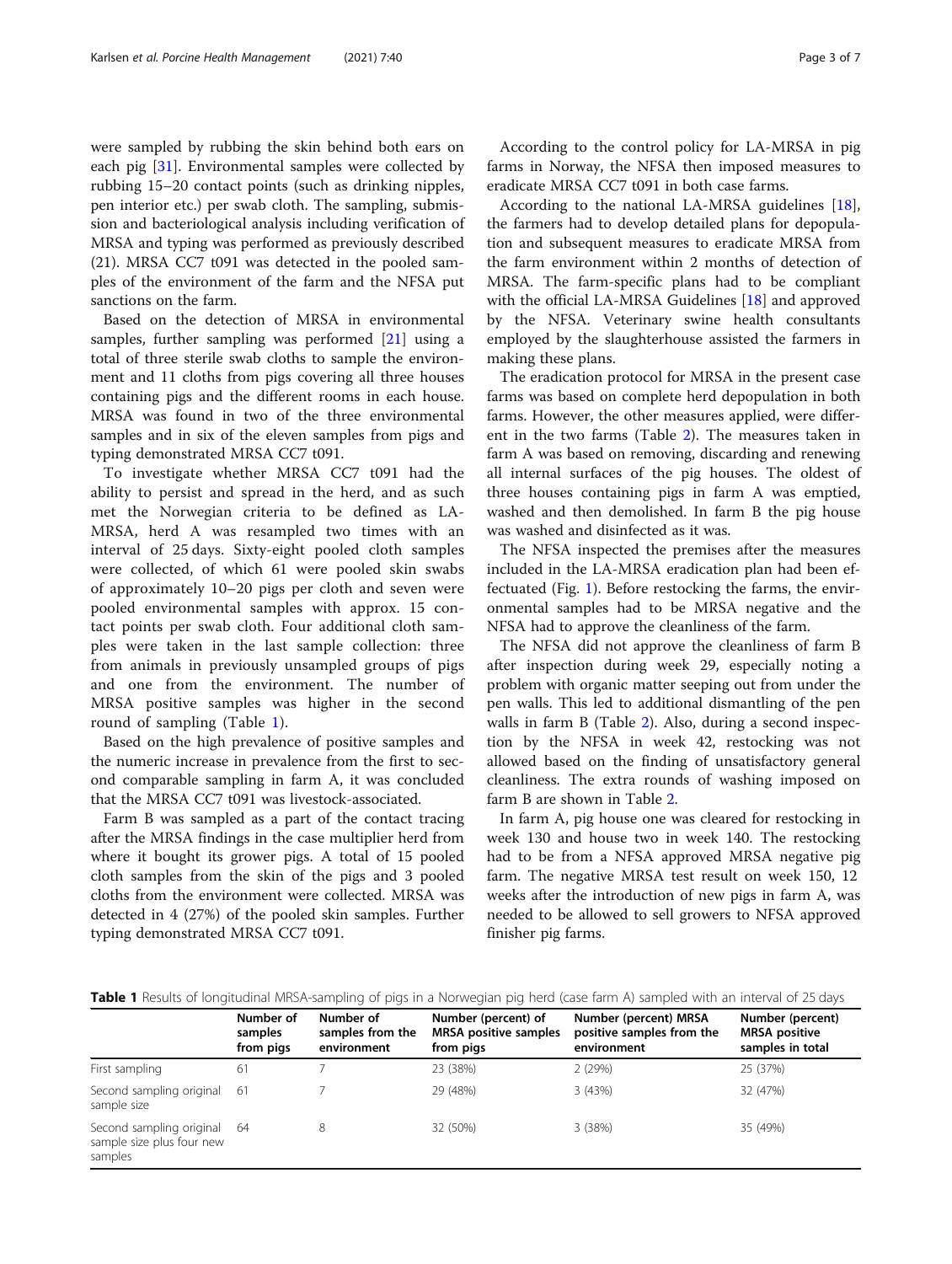were sampled by rubbing the skin behind both ears on each pig [31]. Environmental samples were collected by rubbing 15–20 contact points (such as drinking nipples, pen interior etc.) per swab cloth. The sampling, submission and bacteriological analysis including verification of MRSA and typing was performed as previously described (21). MRSA CC7 t091 was detected in the pooled samples of the environment of the farm and the NFSA put sanctions on the farm.

Based on the detection of MRSA in environmental samples, further sampling was performed [21] using a total of three sterile swab cloths to sample the environment and 11 cloths from pigs covering all three houses containing pigs and the different rooms in each house. MRSA was found in two of the three environmental samples and in six of the eleven samples from pigs and typing demonstrated MRSA CC7 t091.

To investigate whether MRSA CC7 t091 had the ability to persist and spread in the herd, and as such met the Norwegian criteria to be defined as LA-MRSA, herd A was resampled two times with an interval of 25 days. Sixty-eight pooled cloth samples were collected, of which 61 were pooled skin swabs of approximately 10–20 pigs per cloth and seven were pooled environmental samples with approx. 15 contact points per swab cloth. Four additional cloth samples were taken in the last sample collection: three from animals in previously unsampled groups of pigs and one from the environment. The number of MRSA positive samples was higher in the second round of sampling (Table 1).

Based on the high prevalence of positive samples and the numeric increase in prevalence from the first to second comparable sampling in farm A, it was concluded that the MRSA CC7 t091 was livestock-associated.

Farm B was sampled as a part of the contact tracing after the MRSA findings in the case multiplier herd from where it bought its grower pigs. A total of 15 pooled cloth samples from the skin of the pigs and 3 pooled cloths from the environment were collected. MRSA was detected in 4 (27%) of the pooled skin samples. Further typing demonstrated MRSA CC7 t091.

According to the control policy for LA-MRSA in pig farms in Norway, the NFSA then imposed measures to eradicate MRSA CC7 t091 in both case farms.

According to the national LA-MRSA guidelines [18], the farmers had to develop detailed plans for depopulation and subsequent measures to eradicate MRSA from the farm environment within 2 months of detection of MRSA. The farm-specific plans had to be compliant with the official LA-MRSA Guidelines [18] and approved by the NFSA. Veterinary swine health consultants employed by the slaughterhouse assisted the farmers in making these plans.

The eradication protocol for MRSA in the present case farms was based on complete herd depopulation in both farms. However, the other measures applied, were different in the two farms (Table 2). The measures taken in farm A was based on removing, discarding and renewing all internal surfaces of the pig houses. The oldest of three houses containing pigs in farm A was emptied, washed and then demolished. In farm B the pig house was washed and disinfected as it was.

The NFSA inspected the premises after the measures included in the LA-MRSA eradication plan had been effectuated (Fig. 1). Before restocking the farms, the environmental samples had to be MRSA negative and the NFSA had to approve the cleanliness of the farm.

The NFSA did not approve the cleanliness of farm B after inspection during week 29, especially noting a problem with organic matter seeping out from under the pen walls. This led to additional dismantling of the pen walls in farm B (Table 2). Also, during a second inspection by the NFSA in week 42, restocking was not allowed based on the finding of unsatisfactory general cleanliness. The extra rounds of washing imposed on farm B are shown in Table 2.

In farm A, pig house one was cleared for restocking in week 130 and house two in week 140. The restocking had to be from a NFSA approved MRSA negative pig farm. The negative MRSA test result on week 150, 12 weeks after the introduction of new pigs in farm A, was needed to be allowed to sell growers to NFSA approved finisher pig farms.

**Table 1** Results of longitudinal MRSA-sampling of pigs in a Norwegian pig herd (case farm A) sampled with an interval of 25 days

| | Number of samples from pigs | Number of samples from the environment | Number (percent) of MRSA positive samples from pigs | Number (percent) MRSA positive samples from the environment | Number (percent) MRSA positive samples in total |
|---|---|---|---|---|---|
| First sampling | 61 | 7 | 23 (38%) | 2 (29%) | 25 (37%) |
| Second sampling original sample size | 61 | 7 | 29 (48%) | 3 (43%) | 32 (47%) |
| Second sampling original sample size plus four new samples | 64 | 8 | 32 (50%) | 3 (38%) | 35 (49%) |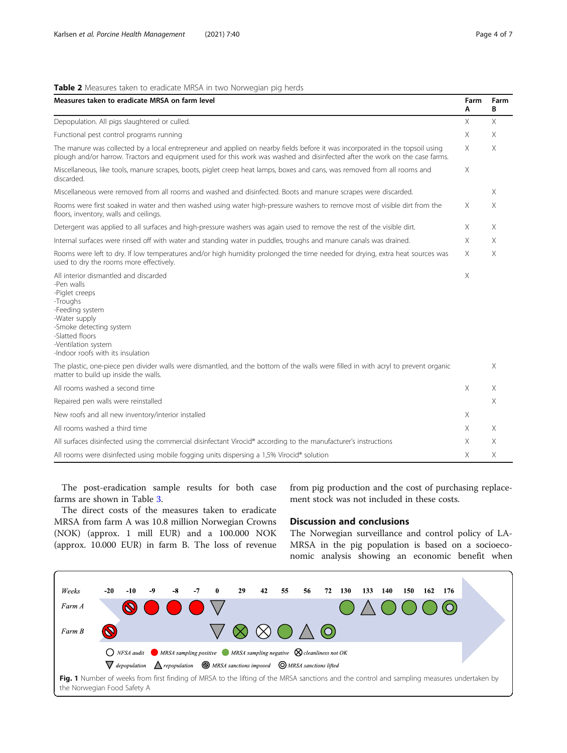**Table 2** Measures taken to eradicate MRSA in two Norwegian pig herds

| Measures taken to eradicate MRSA on farm level | Farm A | Farm B |
|---|---|---|
| Depopulation. All pigs slaughtered or culled. | X | X |
| Functional pest control programs running | X | X |
| The manure was collected by a local entrepreneur and applied on nearby fields before it was incorporated in the topsoil using plough and/or harrow. Tractors and equipment used for this work was washed and disinfected after the work on the case farms. | X | X |
| Miscellaneous, like tools, manure scrapes, boots, piglet creep heat lamps, boxes and cans, was removed from all rooms and discarded. | X | |
| Miscellaneous were removed from all rooms and washed and disinfected. Boots and manure scrapes were discarded. | | X |
| Rooms were first soaked in water and then washed using water high-pressure washers to remove most of visible dirt from the floors, inventory, walls and ceilings. | X | X |
| Detergent was applied to all surfaces and high-pressure washers was again used to remove the rest of the visible dirt. | X | X |
| Internal surfaces were rinsed off with water and standing water in puddles, troughs and manure canals was drained. | X | X |
| Rooms were left to dry. If low temperatures and/or high humidity prolonged the time needed for drying, extra heat sources was used to dry the rooms more effectively. | X | X |
| All interior dismantled and discarded<br>-Pen walls<br>-Piglet creeps<br>-Troughs<br>-Feeding system<br>-Water supply<br>-Smoke detecting system<br>-Slatted floors<br>-Ventilation system<br>-Indoor roofs with its insulation | X | |
| The plastic, one-piece pen divider walls were dismantled, and the bottom of the walls were filled in with acryl to prevent organic matter to build up inside the walls. | | X |
| All rooms washed a second time | X | X |
| Repaired pen walls were reinstalled | | X |
| New roofs and all new inventory/interior installed | X | |
| All rooms washed a third time | X | X |
| All surfaces disinfected using the commercial disinfectant Virocid® according to the manufacturer's instructions | X | X |
| All rooms were disinfected using mobile fogging units dispersing a 1,5% Virocid® solution | X | X |

The post-eradication sample results for both case farms are shown in Table 3.

The direct costs of the measures taken to eradicate MRSA from farm A was 10.8 million Norwegian Crowns (NOK) (approx. 1 mill EUR) and a 100.000 NOK (approx. 10.000 EUR) in farm B. The loss of revenue from pig production and the cost of purchasing replacement stock was not included in these costs.

## Discussion and conclusions

The Norwegian surveillance and control policy of LA-MRSA in the pig population is based on a socioeconomic analysis showing an economic benefit when

**Fig. 1** Number of weeks from first finding of MRSA to the lifting of the MRSA sanctions and the control and sampling measures undertaken by the Norwegian Food Safety A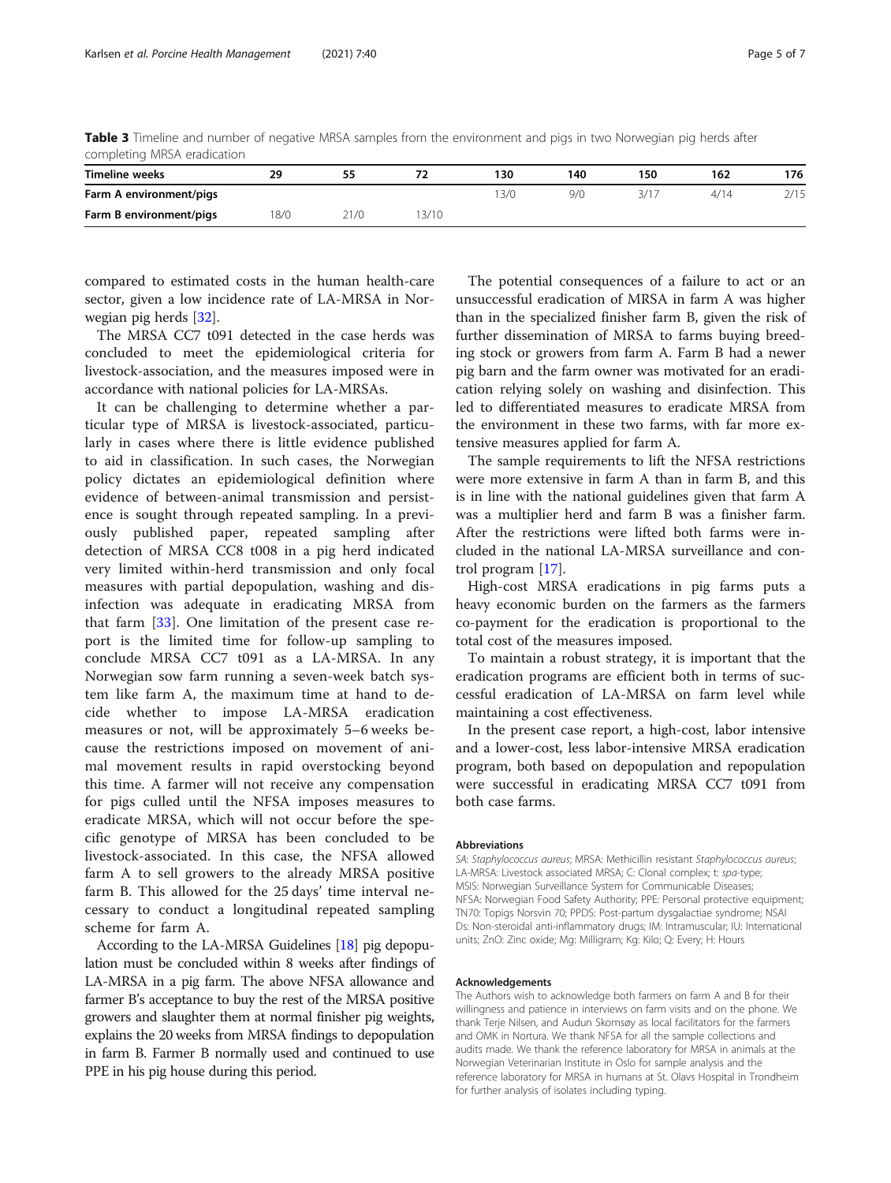**Table 3** Timeline and number of negative MRSA samples from the environment and pigs in two Norwegian pig herds after completing MRSA eradication

| Timeline weeks | 29 | 55 | 72 | 130 | 140 | 150 | 162 | 176 |
|---|---|---|---|---|---|---|---|---|
| Farm A environment/pigs | | | | 13/0 | 9/0 | 3/17 | 4/14 | 2/15 |
| Farm B environment/pigs | 18/0 | 21/0 | 13/10 | | | | | |

compared to estimated costs in the human health-care sector, given a low incidence rate of LA-MRSA in Norwegian pig herds [32].

The MRSA CC7 t091 detected in the case herds was concluded to meet the epidemiological criteria for livestock-association, and the measures imposed were in accordance with national policies for LA-MRSAs.

It can be challenging to determine whether a particular type of MRSA is livestock-associated, particularly in cases where there is little evidence published to aid in classification. In such cases, the Norwegian policy dictates an epidemiological definition where evidence of between-animal transmission and persistence is sought through repeated sampling. In a previously published paper, repeated sampling after detection of MRSA CC8 t008 in a pig herd indicated very limited within-herd transmission and only focal measures with partial depopulation, washing and disinfection was adequate in eradicating MRSA from that farm [33]. One limitation of the present case report is the limited time for follow-up sampling to conclude MRSA CC7 t091 as a LA-MRSA. In any Norwegian sow farm running a seven-week batch system like farm A, the maximum time at hand to decide whether to impose LA-MRSA eradication measures or not, will be approximately 5–6 weeks because the restrictions imposed on movement of animal movement results in rapid overstocking beyond this time. A farmer will not receive any compensation for pigs culled until the NFSA imposes measures to eradicate MRSA, which will not occur before the specific genotype of MRSA has been concluded to be livestock-associated. In this case, the NFSA allowed farm A to sell growers to the already MRSA positive farm B. This allowed for the 25 days' time interval necessary to conduct a longitudinal repeated sampling scheme for farm A.

According to the LA-MRSA Guidelines [18] pig depopulation must be concluded within 8 weeks after findings of LA-MRSA in a pig farm. The above NFSA allowance and farmer B's acceptance to buy the rest of the MRSA positive growers and slaughter them at normal finisher pig weights, explains the 20 weeks from MRSA findings to depopulation in farm B. Farmer B normally used and continued to use PPE in his pig house during this period.

The potential consequences of a failure to act or an unsuccessful eradication of MRSA in farm A was higher than in the specialized finisher farm B, given the risk of further dissemination of MRSA to farms buying breeding stock or growers from farm A. Farm B had a newer pig barn and the farm owner was motivated for an eradication relying solely on washing and disinfection. This led to differentiated measures to eradicate MRSA from the environment in these two farms, with far more extensive measures applied for farm A.

The sample requirements to lift the NFSA restrictions were more extensive in farm A than in farm B, and this is in line with the national guidelines given that farm A was a multiplier herd and farm B was a finisher farm. After the restrictions were lifted both farms were included in the national LA-MRSA surveillance and control program [17].

High-cost MRSA eradications in pig farms puts a heavy economic burden on the farmers as the farmers co-payment for the eradication is proportional to the total cost of the measures imposed.

To maintain a robust strategy, it is important that the eradication programs are efficient both in terms of successful eradication of LA-MRSA on farm level while maintaining a cost effectiveness.

In the present case report, a high-cost, labor intensive and a lower-cost, less labor-intensive MRSA eradication program, both based on depopulation and repopulation were successful in eradicating MRSA CC7 t091 from both case farms.

#### Abbreviations

*SA: Staphylococcus aureus*; MRSA: Methicillin resistant *Staphylococcus aureus*; LA-MRSA: Livestock associated MRSA; C: Clonal complex; t: *spa*-type; MSIS: Norwegian Surveillance System for Communicable Diseases; NFSA: Norwegian Food Safety Authority; PPE: Personal protective equipment; TN70: Topigs Norsvin 70; PPDS: Post-partum dysgalactiae syndrome; NSAIDs: Non-steroidal anti-inflammatory drugs; IM: Intramuscular; IU: International units; ZnO: Zinc oxide; Mg: Milligram; Kg: Kilo; Q: Every; H: Hours

#### Acknowledgements

The Authors wish to acknowledge both farmers on farm A and B for their willingness and patience in interviews on farm visits and on the phone. We thank Terje Nilsen, and Audun Skomsøy as local facilitators for the farmers and OMK in Nortura. We thank NFSA for all the sample collections and audits made. We thank the reference laboratory for MRSA in animals at the Norwegian Veterinarian Institute in Oslo for sample analysis and the reference laboratory for MRSA in humans at St. Olavs Hospital in Trondheim for further analysis of isolates including typing.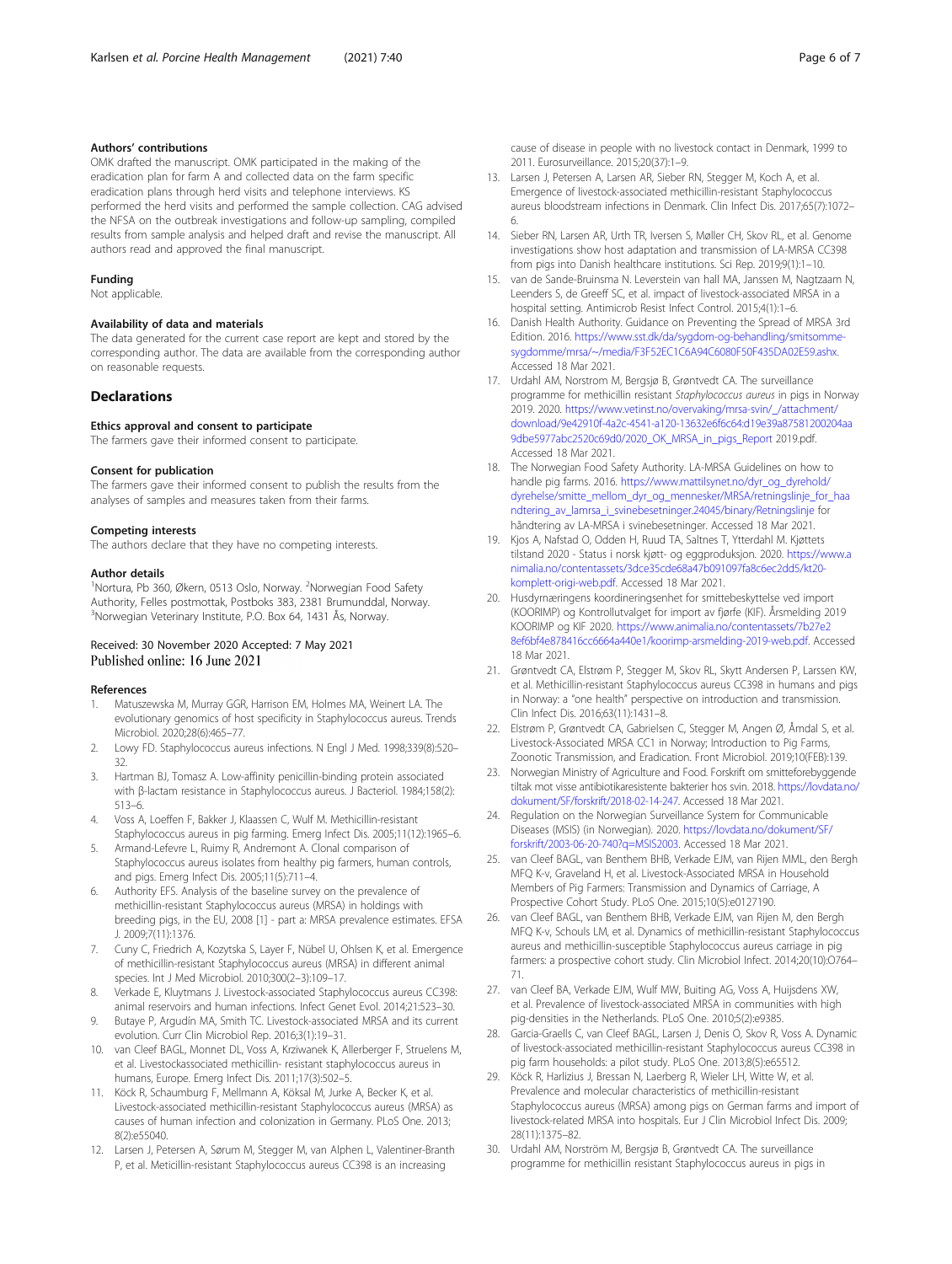### Authors' contributions

OMK drafted the manuscript. OMK participated in the making of the eradication plan for farm A and collected data on the farm specific eradication plans through herd visits and telephone interviews. KS performed the herd visits and performed the sample collection. CAG advised the NFSA on the outbreak investigations and follow-up sampling, compiled results from sample analysis and helped draft and revise the manuscript. All authors read and approved the final manuscript.

### Funding

Not applicable.

### Availability of data and materials

The data generated for the current case report are kept and stored by the corresponding author. The data are available from the corresponding author on reasonable requests.

## Declarations

### Ethics approval and consent to participate

The farmers gave their informed consent to participate.

### Consent for publication

The farmers gave their informed consent to publish the results from the analyses of samples and measures taken from their farms.

### Competing interests

The authors declare that they have no competing interests.

### Author details

[1]Nortura, Pb 360, Økern, 0513 Oslo, Norway. [2]Norwegian Food Safety Authority, Felles postmottak, Postboks 383, 2381 Brumunddal, Norway. [3]Norwegian Veterinary Institute, P.O. Box 64, 1431 Ås, Norway.

Received: 30 November 2020 Accepted: 7 May 2021
Published online: 16 June 2021

### References

1. Matuszewska M, Murray GGR, Harrison EM, Holmes MA, Weinert LA. The evolutionary genomics of host specificity in Staphylococcus aureus. Trends Microbiol. 2020;28(6):465–77.
2. Lowy FD. Staphylococcus aureus infections. N Engl J Med. 1998;339(8):520–32.
3. Hartman BJ, Tomasz A. Low-affinity penicillin-binding protein associated with β-lactam resistance in Staphylococcus aureus. J Bacteriol. 1984;158(2):513–6.
4. Voss A, Loeffen F, Bakker J, Klaassen C, Wulf M. Methicillin-resistant Staphylococcus aureus in pig farming. Emerg Infect Dis. 2005;11(12):1965–6.
5. Armand-Lefevre L, Ruimy R, Andremont A. Clonal comparison of Staphylococcus aureus isolates from healthy pig farmers, human controls, and pigs. Emerg Infect Dis. 2005;11(5):711–4.
6. Authority EFS. Analysis of the baseline survey on the prevalence of methicillin-resistant Staphylococcus aureus (MRSA) in holdings with breeding pigs, in the EU, 2008 [1] - part a: MRSA prevalence estimates. EFSA J. 2009;7(11):1376.
7. Cuny C, Friedrich A, Kozytska S, Layer F, Nübel U, Ohlsen K, et al. Emergence of methicillin-resistant Staphylococcus aureus (MRSA) in different animal species. Int J Med Microbiol. 2010;300(2–3):109–17.
8. Verkade E, Kluytmans J. Livestock-associated Staphylococcus aureus CC398: animal reservoirs and human infections. Infect Genet Evol. 2014;21:523–30.
9. Butaye P, Argudín MA, Smith TC. Livestock-associated MRSA and its current evolution. Curr Clin Microbiol Rep. 2016;3(1):19–31.
10. van Cleef BAGL, Monnet DL, Voss A, Krziwanek K, Allerberger F, Struelens M, et al. Livestockassociated methicillin- resistant staphylococcus aureus in humans, Europe. Emerg Infect Dis. 2011;17(3):502–5.
11. Köck R, Schaumburg F, Mellmann A, Köksal M, Jurke A, Becker K, et al. Livestock-associated methicillin-resistant Staphylococcus aureus (MRSA) as causes of human infection and colonization in Germany. PLoS One. 2013;8(2):e55040.
12. Larsen J, Petersen A, Sørum M, Stegger M, van Alphen L, Valentiner-Branth P, et al. Meticillin-resistant Staphylococcus aureus CC398 is an increasing cause of disease in people with no livestock contact in Denmark, 1999 to 2011. Eurosurveillance. 2015;20(37):1–9.
13. Larsen J, Petersen A, Larsen AR, Sieber RN, Stegger M, Koch A, et al. Emergence of livestock-associated methicillin-resistant Staphylococcus aureus bloodstream infections in Denmark. Clin Infect Dis. 2017;65(7):1072–6.
14. Sieber RN, Larsen AR, Urth TR, Iversen S, Møller CH, Skov RL, et al. Genome investigations show host adaptation and transmission of LA-MRSA CC398 from pigs into Danish healthcare institutions. Sci Rep. 2019;9(1):1–10.
15. van de Sande-Bruinsma N. Leverstein van hall MA, Janssen M, Nagtzaam N, Leenders S, de Greeff SC, et al. impact of livestock-associated MRSA in a hospital setting. Antimicrob Resist Infect Control. 2015;4(1):1–6.
16. Danish Health Authority. Guidance on Preventing the Spread of MRSA 3rd Edition. 2016. https://www.sst.dk/da/sygdom-og-behandling/smitsomme-sygdomme/mrsa/~/media/F3F52EC1C6A94C6080F50F435DA02E59.ashx. Accessed 18 Mar 2021.
17. Urdahl AM, Norstrom M, Bergsjø B, Grøntvedt CA. The surveillance programme for methicillin resistant *Staphylococcus aureus* in pigs in Norway 2019. 2020. https://www.vetinst.no/overvaking/mrsa-svin/_/attachment/download/9e42910f-4a2c-4541-a120-13632e6f6c64:d19e39a87581200204aa9dbe5977abc2520c69d0/2020_OK_MRSA_in_pigs_Report 2019.pdf. Accessed 18 Mar 2021.
18. The Norwegian Food Safety Authority. LA-MRSA Guidelines on how to handle pig farms. 2016. https://www.mattilsynet.no/dyr_og_dyrehold/dyrehelse/smitte_mellom_dyr_og_mennesker/MRSA/retningslinje_for_haandtering_av_lamrsa_i_svinebesetninger.24045/binary/Retningslinje for håndtering av LA-MRSA i svinebesetninger. Accessed 18 Mar 2021.
19. Kjos A, Nafstad O, Odden H, Ruud TA, Saltnes T, Ytterdahl M. Kjøttets tilstand 2020 - Status i norsk kjøtt- og eggproduksjon. 2020. https://www.animalia.no/contentassets/3dce35cde68a47b091097fa8c6ec2dd5/kt20-komplett-origi-web.pdf. Accessed 18 Mar 2021.
20. Husdyrnæringens koordineringsenhet for smittebeskyttelse ved import (KOORIMP) og Kontrollutvalget for import av fjørfe (KIF). Årsmelding 2019 KOORIMP og KIF 2020. https://www.animalia.no/contentassets/7b27e28ef6bf4e878416cc6664a440e1/koorimp-arsmelding-2019-web.pdf. Accessed 18 Mar 2021.
21. Grøntvedt CA, Elstrøm P, Stegger M, Skov RL, Skytt Andersen P, Larssen KW, et al. Methicillin-resistant Staphylococcus aureus CC398 in humans and pigs in Norway: a "one health" perspective on introduction and transmission. Clin Infect Dis. 2016;63(11):1431–8.
22. Elstrøm P, Grøntvedt CA, Gabrielsen C, Stegger M, Angen Ø, Åmdal S, et al. Livestock-Associated MRSA CC1 in Norway; Introduction to Pig Farms, Zoonotic Transmission, and Eradication. Front Microbiol. 2019;10(FEB):139.
23. Norwegian Ministry of Agriculture and Food. Forskrift om smitteforebyggende tiltak mot visse antibiotikaresistente bakterier hos svin. 2018. https://lovdata.no/dokument/SF/forskrift/2018-02-14-247. Accessed 18 Mar 2021.
24. Regulation on the Norwegian Surveillance System for Communicable Diseases (MSIS) (in Norwegian). 2020. https://lovdata.no/dokument/SF/forskrift/2003-06-20-740?q=MSIS2003. Accessed 18 Mar 2021.
25. van Cleef BAGL, van Benthem BHB, Verkade EJM, van Rijen MML, den Bergh MFQ K-v, Graveland H, et al. Livestock-Associated MRSA in Household Members of Pig Farmers: Transmission and Dynamics of Carriage, A Prospective Cohort Study. PLoS One. 2015;10(5):e0127190.
26. van Cleef BAGL, van Benthem BHB, Verkade EJM, van Rijen M, den Bergh MFQ K-v, Schouls LM, et al. Dynamics of methicillin-resistant Staphylococcus aureus and methicillin-susceptible Staphylococcus aureus carriage in pig farmers: a prospective cohort study. Clin Microbiol Infect. 2014;20(10):O764–71.
27. van Cleef BA, Verkade EJM, Wulf MW, Buiting AG, Voss A, Huijsdens XW, et al. Prevalence of livestock-associated MRSA in communities with high pig-densities in the Netherlands. PLoS One. 2010;5(2):e9385.
28. Garcia-Graells C, van Cleef BAGL, Larsen J, Denis O, Skov R, Voss A. Dynamic of livestock-associated methicillin-resistant Staphylococcus aureus CC398 in pig farm households: a pilot study. PLoS One. 2013;8(5):e65512.
29. Köck R, Harlizius J, Bressan N, Laerberg R, Wieler LH, Witte W, et al. Prevalence and molecular characteristics of methicillin-resistant Staphylococcus aureus (MRSA) among pigs on German farms and import of livestock-related MRSA into hospitals. Eur J Clin Microbiol Infect Dis. 2009;28(11):1375–82.
30. Urdahl AM, Norström M, Bergsjø B, Grøntvedt CA. The surveillance programme for methicillin resistant Staphylococcus aureus in pigs in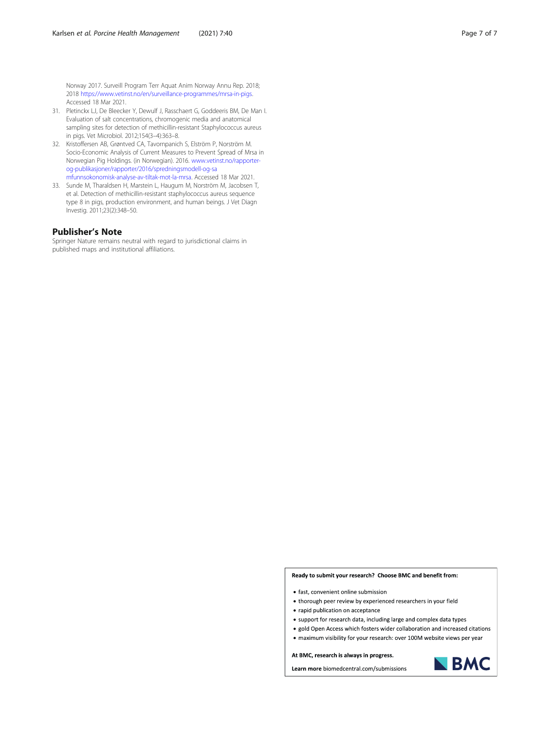Norway 2017. Surveill Program Terr Aquat Anim Norway Annu Rep. 2018; 2018 https://www.vetinst.no/en/surveillance-programmes/mrsa-in-pigs. Accessed 18 Mar 2021.

31. Pletinckx LJ, De Bleecker Y, Dewulf J, Rasschaert G, Goddeeris BM, De Man I. Evaluation of salt concentrations, chromogenic media and anatomical sampling sites for detection of methicillin-resistant Staphylococcus aureus in pigs. Vet Microbiol. 2012;154(3–4):363–8.
32. Kristoffersen AB, Grøntved CA, Tavornpanich S, Elström P, Norström M. Socio-Economic Analysis of Current Measures to Prevent Spread of Mrsa in Norwegian Pig Holdings. (in Norwegian). 2016. www.vetinst.no/rapporter-og-publikasjoner/rapporter/2016/spredningsmodell-og-samfunnsokonomisk-analyse-av-tiltak-mot-la-mrsa. Accessed 18 Mar 2021.
33. Sunde M, Tharaldsen H, Marstein L, Haugum M, Norström M, Jacobsen T, et al. Detection of methicillin-resistant staphylococcus aureus sequence type 8 in pigs, production environment, and human beings. J Vet Diagn Investig. 2011;23(2):348–50.

## Publisher's Note

Springer Nature remains neutral with regard to jurisdictional claims in published maps and institutional affiliations.

**Ready to submit your research? Choose BMC and benefit from:**

- fast, convenient online submission
- thorough peer review by experienced researchers in your field
- rapid publication on acceptance
- support for research data, including large and complex data types
- gold Open Access which fosters wider collaboration and increased citations
- maximum visibility for your research: over 100M website views per year

**At BMC, research is always in progress.**

**Learn more** biomedcentral.com/submissions

BMC